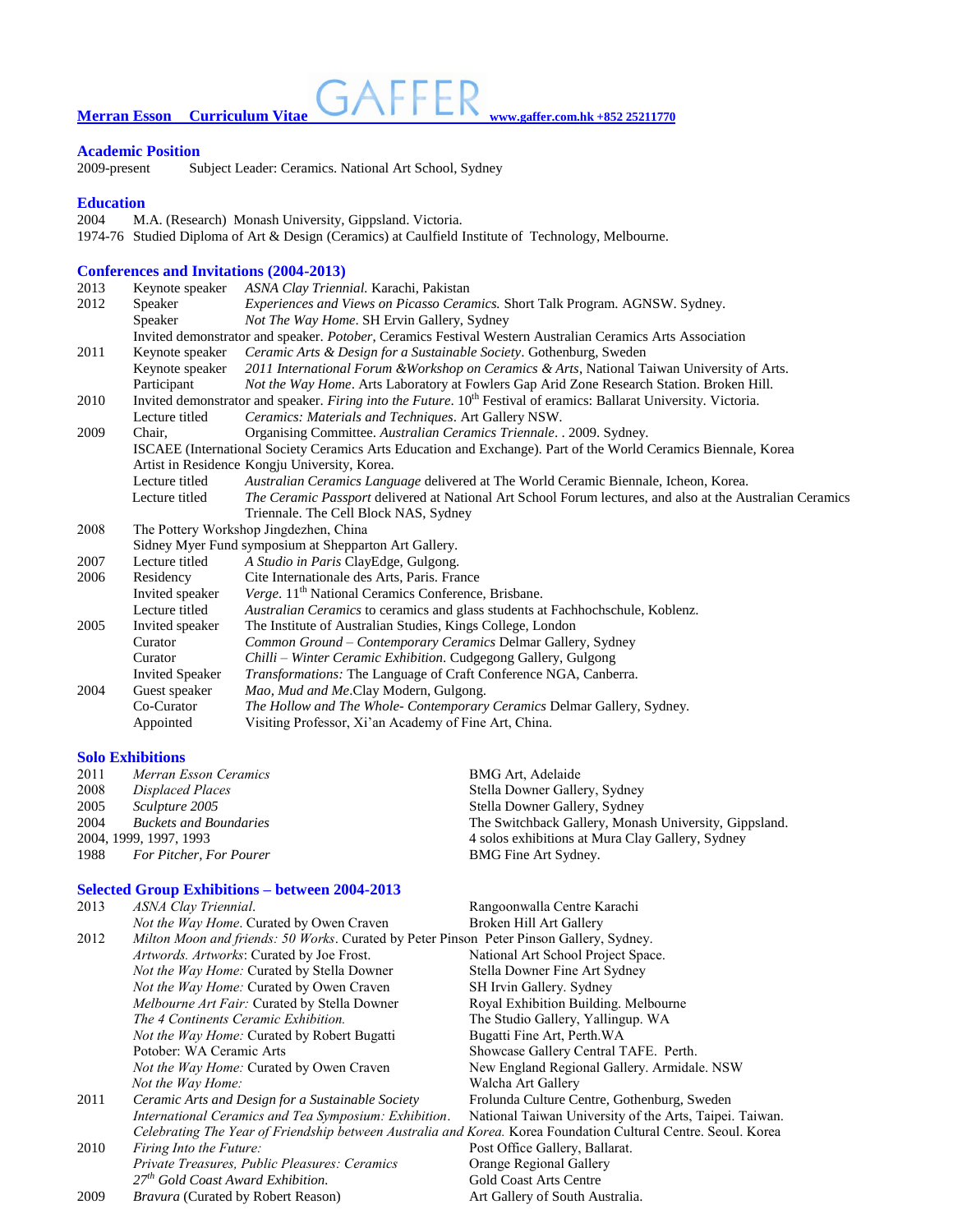**Merran Esson Curriculum Vitae** GAFFER **www.gaffer.com.hk +852 25211770**

## Academic Position

2009-present Subject Leader: Ceramics. National Art School, Sydney

## Education

2004 M.A. (Research) Monash University, Gippsland. Victoria.
1974-76 Studied Diploma of Art & Design (Ceramics) at Caulfield Institute of Technology, Melbourne.

## Conferences and Invitations (2004-2013)

| | | |
|---|---|---|
| 2013 | Keynote speaker | *ASNA Clay Triennial.* Karachi, Pakistan |
| 2012 | Speaker | *Experiences and Views on Picasso Ceramics.* Short Talk Program. AGNSW. Sydney. |
| | Speaker | *Not The Way Home*. SH Ervin Gallery, Sydney |
| | Invited demonstrator and speaker. *Potober*, Ceramics Festival Western Australian Ceramics Arts Association | |
| 2011 | Keynote speaker | *Ceramic Arts & Design for a Sustainable Society*. Gothenburg, Sweden |
| | Keynote speaker | *2011 International Forum &Workshop on Ceramics & Arts*, National Taiwan University of Arts. |
| | Participant | *Not the Way Home*. Arts Laboratory at Fowlers Gap Arid Zone Research Station. Broken Hill. |
| 2010 | Invited demonstrator and speaker. *Firing into the Future*. 10th Festival of eramics: Ballarat University. Victoria. | |
| | Lecture titled | *Ceramics: Materials and Techniques*. Art Gallery NSW. |
| 2009 | Chair, | Organising Committee. *Australian Ceramics Triennale*. . 2009. Sydney. |
| | ISCAEE (International Society Ceramics Arts Education and Exchange). Part of the World Ceramics Biennale, Korea | |
| | Artist in Residence Kongju University, Korea. | |
| | Lecture titled | *Australian Ceramics Language* delivered at The World Ceramic Biennale, Icheon, Korea. |
| | Lecture titled | *The Ceramic Passport* delivered at National Art School Forum lectures, and also at the Australian Ceramics Triennale. The Cell Block NAS, Sydney |
| 2008 | The Pottery Workshop Jingdezhen, China | |
| | Sidney Myer Fund symposium at Shepparton Art Gallery. | |
| 2007 | Lecture titled | *A Studio in Paris* ClayEdge, Gulgong. |
| 2006 | Residency | Cite Internationale des Arts, Paris. France |
| | Invited speaker | *Verge*. 11th National Ceramics Conference, Brisbane. |
| | Lecture titled | *Australian Ceramics* to ceramics and glass students at Fachhochschule, Koblenz. |
| 2005 | Invited speaker | The Institute of Australian Studies, Kings College, London |
| | Curator | *Common Ground – Contemporary Ceramics* Delmar Gallery, Sydney |
| | Curator | *Chilli – Winter Ceramic Exhibition*. Cudgegong Gallery, Gulgong |
| | Invited Speaker | *Transformations:* The Language of Craft Conference NGA, Canberra. |
| 2004 | Guest speaker | *Mao, Mud and Me*.Clay Modern, Gulgong. |
| | Co-Curator | *The Hollow and The Whole- Contemporary Ceramics* Delmar Gallery, Sydney. |
| | Appointed | Visiting Professor, Xi'an Academy of Fine Art, China. |

## Solo Exhibitions

| | | |
|---|---|---|
| 2011 | *Merran Esson Ceramics* | BMG Art, Adelaide |
| 2008 | *Displaced Places* | Stella Downer Gallery, Sydney |
| 2005 | *Sculpture 2005* | Stella Downer Gallery, Sydney |
| 2004 | *Buckets and Boundaries* | The Switchback Gallery, Monash University, Gippsland. |
| 2004, 1999, 1997, 1993 | | 4 solos exhibitions at Mura Clay Gallery, Sydney |
| 1988 | *For Pitcher, For Pourer* | BMG Fine Art Sydney. |

## Selected Group Exhibitions – between 2004-2013

| | | |
|---|---|---|
| 2013 | *ASNA Clay Triennial.* | Rangoonwalla Centre Karachi |
| | *Not the Way Home*. Curated by Owen Craven | Broken Hill Art Gallery |
| 2012 | *Milton Moon and friends: 50 Works*. Curated by Peter Pinson | Peter Pinson Gallery, Sydney. |
| | *Artwords. Artworks*: Curated by Joe Frost. | National Art School Project Space. |
| | *Not the Way Home:* Curated by Stella Downer | Stella Downer Fine Art Sydney |
| | *Not the Way Home:* Curated by Owen Craven | SH Irvin Gallery. Sydney |
| | *Melbourne Art Fair:* Curated by Stella Downer | Royal Exhibition Building. Melbourne |
| | *The 4 Continents Ceramic Exhibition.* | The Studio Gallery, Yallingup. WA |
| | *Not the Way Home:* Curated by Robert Bugatti | Bugatti Fine Art, Perth.WA |
| | Potober: WA Ceramic Arts | Showcase Gallery Central TAFE. Perth. |
| | *Not the Way Home:* Curated by Owen Craven | New England Regional Gallery. Armidale. NSW |
| | *Not the Way Home:* | Walcha Art Gallery |
| 2011 | *Ceramic Arts and Design for a Sustainable Society* | Frolunda Culture Centre, Gothenburg, Sweden |
| | *International Ceramics and Tea Symposium: Exhibition*. | National Taiwan University of the Arts, Taipei. Taiwan. |
| | *Celebrating The Year of Friendship between Australia and Korea.* | Korea Foundation Cultural Centre. Seoul. Korea |
| 2010 | *Firing Into the Future:* | Post Office Gallery, Ballarat. |
| | *Private Treasures, Public Pleasures: Ceramics* | Orange Regional Gallery |
| | *27th Gold Coast Award Exhibition.* | Gold Coast Arts Centre |
| 2009 | *Bravura* (Curated by Robert Reason) | Art Gallery of South Australia. |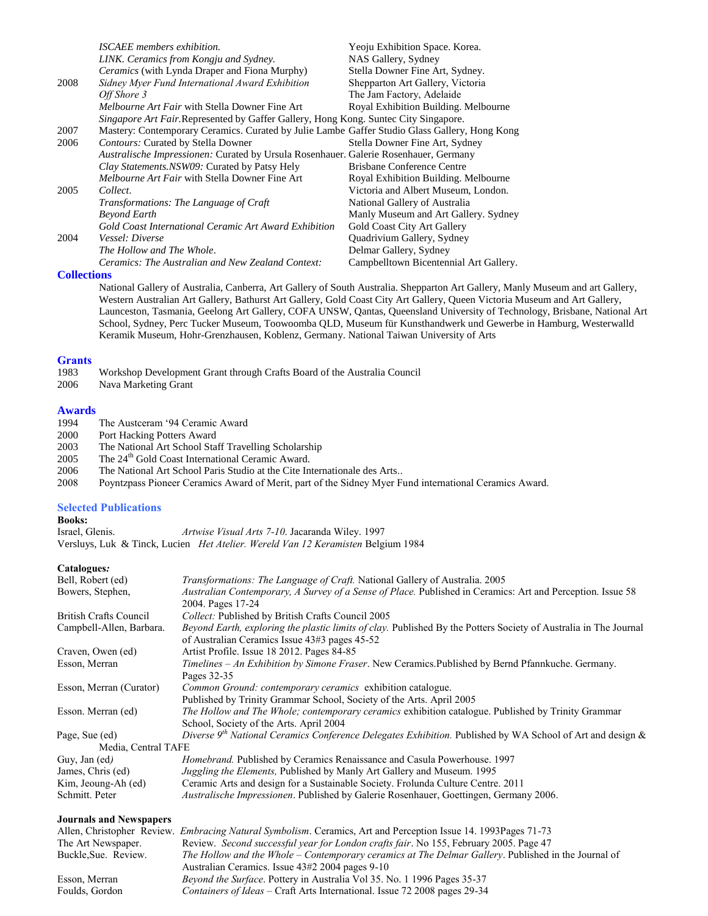| | | |
|---|---|---|
| | *ISCAEE members exhibition.* | Yeoju Exhibition Space. Korea. |
| | *LINK. Ceramics from Kongju and Sydney.* | NAS Gallery, Sydney |
| | *Ceramics* (with Lynda Draper and Fiona Murphy) | Stella Downer Fine Art, Sydney. |
| 2008 | *Sidney Myer Fund International Award Exhibition* | Shepparton Art Gallery, Victoria |
| | *Off Shore 3* | The Jam Factory, Adelaide |
| | *Melbourne Art Fair* with Stella Downer Fine Art | Royal Exhibition Building. Melbourne |
| | *Singapore Art Fair.*Represented by Gaffer Gallery, Hong Kong. Suntec City Singapore. | |
| 2007 | Mastery: Contemporary Ceramics. Curated by Julie Lambe | Gaffer Studio Glass Gallery, Hong Kong |
| 2006 | *Contours:* Curated by Stella Downer | Stella Downer Fine Art, Sydney |
| | *Australische Impressionen:* Curated by Ursula Rosenhauer. | Galerie Rosenhauer, Germany |
| | *Clay Statements.NSW09:* Curated by Patsy Hely | Brisbane Conference Centre |
| | *Melbourne Art Fair* with Stella Downer Fine Art | Royal Exhibition Building. Melbourne |
| 2005 | *Collect.* | Victoria and Albert Museum, London. |
| | *Transformations: The Language of Craft* | National Gallery of Australia |
| | *Beyond Earth* | Manly Museum and Art Gallery. Sydney |
| | *Gold Coast International Ceramic Art Award Exhibition* | Gold Coast City Art Gallery |
| 2004 | *Vessel: Diverse* | Quadrivium Gallery, Sydney |
| | *The Hollow and The Whole*. | Delmar Gallery, Sydney |
| | *Ceramics: The Australian and New Zealand Context:* | Campbelltown Bicentennial Art Gallery. |

## Collections

National Gallery of Australia, Canberra, Art Gallery of South Australia. Shepparton Art Gallery, Manly Museum and art Gallery, Western Australian Art Gallery, Bathurst Art Gallery, Gold Coast City Art Gallery, Queen Victoria Museum and Art Gallery, Launceston, Tasmania, Geelong Art Gallery, COFA UNSW, Qantas, Queensland University of Technology, Brisbane, National Art School, Sydney, Perc Tucker Museum, Toowoomba QLD, Museum für Kunsthandwerk und Gewerbe in Hamburg, Westerwalld Keramik Museum, Hohr-Grenzhausen, Koblenz, Germany. National Taiwan University of Arts

## Grants

1983 Workshop Development Grant through Crafts Board of the Australia Council
2006 Nava Marketing Grant

## Awards

1994 The Austceram '94 Ceramic Award
2000 Port Hacking Potters Award
2003 The National Art School Staff Travelling Scholarship
2005 The 24th Gold Coast International Ceramic Award.
2006 The National Art School Paris Studio at the Cite Internationale des Arts..
2008 Poyntzpass Pioneer Ceramics Award of Merit, part of the Sidney Myer Fund international Ceramics Award.

## Selected Publications

**Books:**

Israel, Glenis. *Artwise Visual Arts 7-10*. Jacaranda Wiley. 1997
Versluys, Luk & Tinck, Lucien *Het Atelier. Wereld Van 12 Keramisten* Belgium 1984

**Catalogues*:***

| | |
|---|---|
| Bell, Robert (ed) | *Transformations: The Language of Craft.* National Gallery of Australia. 2005 |
| Bowers, Stephen, | *Australian Contemporary, A Survey of a Sense of Place.* Published in Ceramics: Art and Perception. Issue 58 2004. Pages 17-24 |
| British Crafts Council | *Collect:* Published by British Crafts Council 2005 |
| Campbell-Allen, Barbara. | *Beyond Earth, exploring the plastic limits of clay.* Published By the Potters Society of Australia in The Journal of Australian Ceramics Issue 43#3 pages 45-52 |
| Craven, Owen (ed) | Artist Profile. Issue 18 2012. Pages 84-85 |
| Esson, Merran | *Timelines – An Exhibition by Simone Fraser*. New Ceramics.Published by Bernd Pfannkuche. Germany. Pages 32-35 |
| Esson, Merran (Curator) | *Common Ground: contemporary ceramics* exhibition catalogue. Published by Trinity Grammar School, Society of the Arts. April 2005 |
| Esson. Merran (ed) | *The Hollow and The Whole; contemporary ceramics* exhibition catalogue. Published by Trinity Grammar School, Society of the Arts. April 2004 |
| Page, Sue (ed) | *Diverse 9th National Ceramics Conference Delegates Exhibition.* Published by WA School of Art and design & Media, Central TAFE |
| Guy, Jan (ed*)* | *Homebrand.* Published by Ceramics Renaissance and Casula Powerhouse. 1997 |
| James, Chris (ed) | *Juggling the Elements,* Published by Manly Art Gallery and Museum. 1995 |
| Kim, Jeoung-Ah (ed) | Ceramic Arts and design for a Sustainable Society. Frolunda Culture Centre. 2011 |
| Schmitt. Peter | *Australische Impressionen*. Published by Galerie Rosenhauer, Goettingen, Germany 2006. |

**Journals and Newspapers**

| | |
|---|---|
| Allen, Christopher Review. | *Embracing Natural Symbolism*. Ceramics, Art and Perception Issue 14. 1993Pages 71-73 |
| The Art Newspaper. | Review. *Second successful year for London crafts fair*. No 155, February 2005. Page 47 |
| Buckle,Sue. Review. | *The Hollow and the Whole – Contemporary ceramics at The Delmar Gallery*. Published in the Journal of Australian Ceramics. Issue 43#2 2004 pages 9-10 |
| Esson, Merran | *Beyond the Surface*. Pottery in Australia Vol 35. No. 1 1996 Pages 35-37 |
| Foulds, Gordon | *Containers of Ideas* – Craft Arts International. Issue 72 2008 pages 29-34 |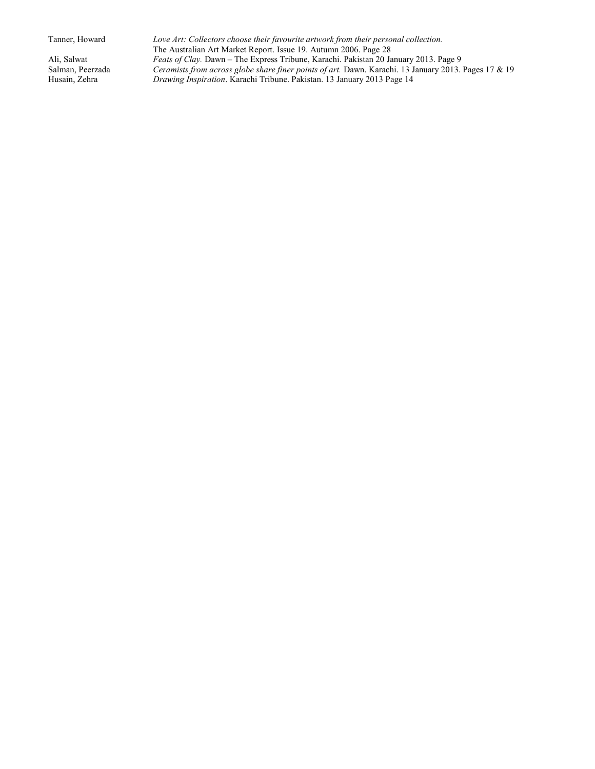| | |
|---|---|
| Tanner, Howard | *Love Art: Collectors choose their favourite artwork from their personal collection.* The Australian Art Market Report. Issue 19. Autumn 2006. Page 28 |
| Ali, Salwat | *Feats of Clay.* Dawn – The Express Tribune, Karachi. Pakistan 20 January 2013. Page 9 |
| Salman, Peerzada | *Ceramists from across globe share finer points of art.* Dawn. Karachi. 13 January 2013. Pages 17 & 19 |
| Husain, Zehra | *Drawing Inspiration*. Karachi Tribune. Pakistan. 13 January 2013 Page 14 |